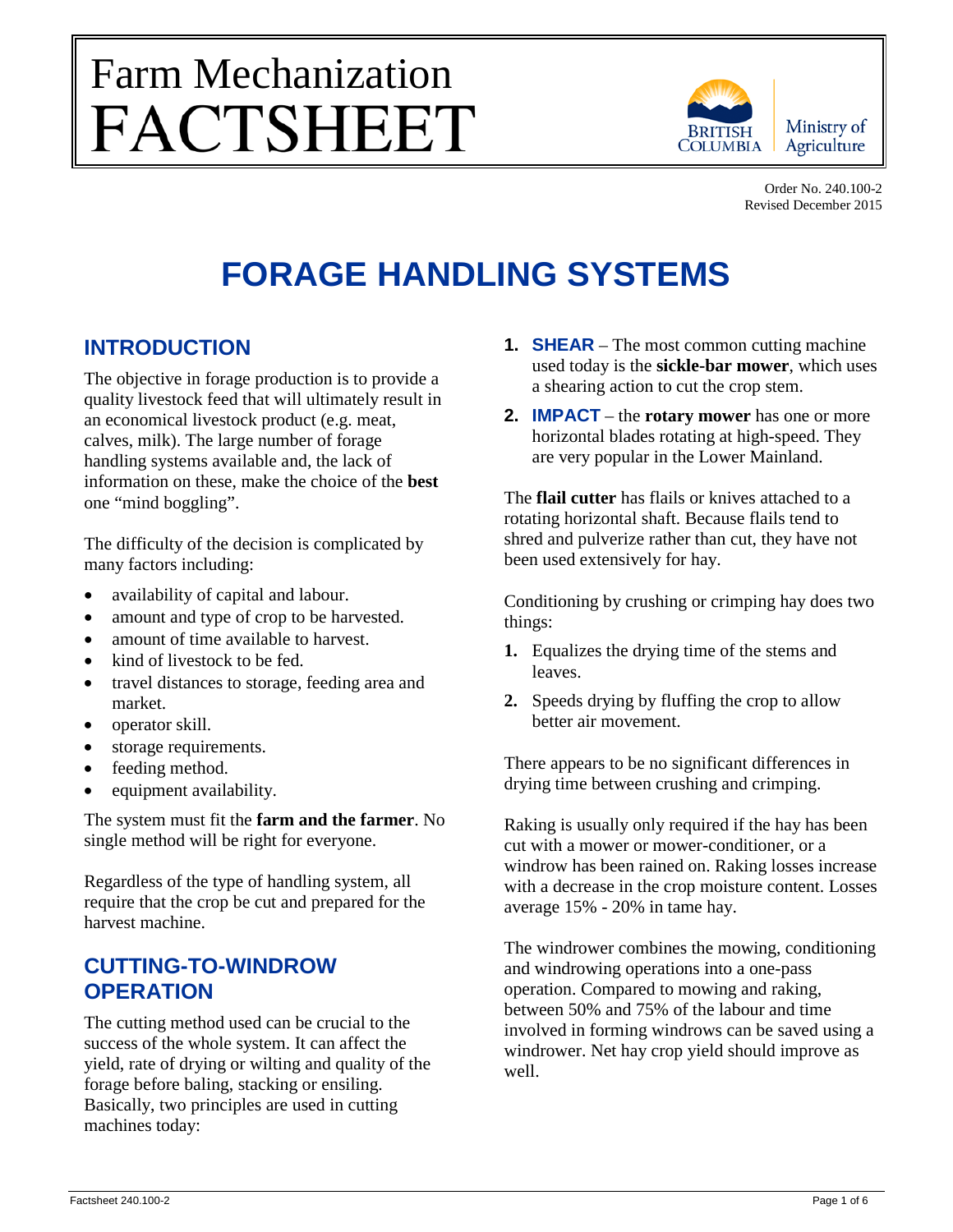# Farm Mechanization FACTSHEET

British Columbia Ministry of Agriculture

Order No. 240.100-2
Revised December 2015

# FORAGE HANDLING SYSTEMS

## INTRODUCTION

The objective in forage production is to provide a quality livestock feed that will ultimately result in an economical livestock product (e.g. meat, calves, milk). The large number of forage handling systems available and, the lack of information on these, make the choice of the **best** one "mind boggling".

The difficulty of the decision is complicated by many factors including:

- availability of capital and labour.
- amount and type of crop to be harvested.
- amount of time available to harvest.
- kind of livestock to be fed.
- travel distances to storage, feeding area and market.
- operator skill.
- storage requirements.
- feeding method.
- equipment availability.

The system must fit the **farm and the farmer**. No single method will be right for everyone.

Regardless of the type of handling system, all require that the crop be cut and prepared for the harvest machine.

## CUTTING-TO-WINDROW OPERATION

The cutting method used can be crucial to the success of the whole system. It can affect the yield, rate of drying or wilting and quality of the forage before baling, stacking or ensiling. Basically, two principles are used in cutting machines today:

1. **SHEAR** – The most common cutting machine used today is the **sickle-bar mower**, which uses a shearing action to cut the crop stem.
2. **IMPACT** – the **rotary mower** has one or more horizontal blades rotating at high-speed. They are very popular in the Lower Mainland.

The **flail cutter** has flails or knives attached to a rotating horizontal shaft. Because flails tend to shred and pulverize rather than cut, they have not been used extensively for hay.

Conditioning by crushing or crimping hay does two things:

1. Equalizes the drying time of the stems and leaves.
2. Speeds drying by fluffing the crop to allow better air movement.

There appears to be no significant differences in drying time between crushing and crimping.

Raking is usually only required if the hay has been cut with a mower or mower-conditioner, or a windrow has been rained on. Raking losses increase with a decrease in the crop moisture content. Losses average 15% - 20% in tame hay.

The windrower combines the mowing, conditioning and windrowing operations into a one-pass operation. Compared to mowing and raking, between 50% and 75% of the labour and time involved in forming windrows can be saved using a windrower. Net hay crop yield should improve as well.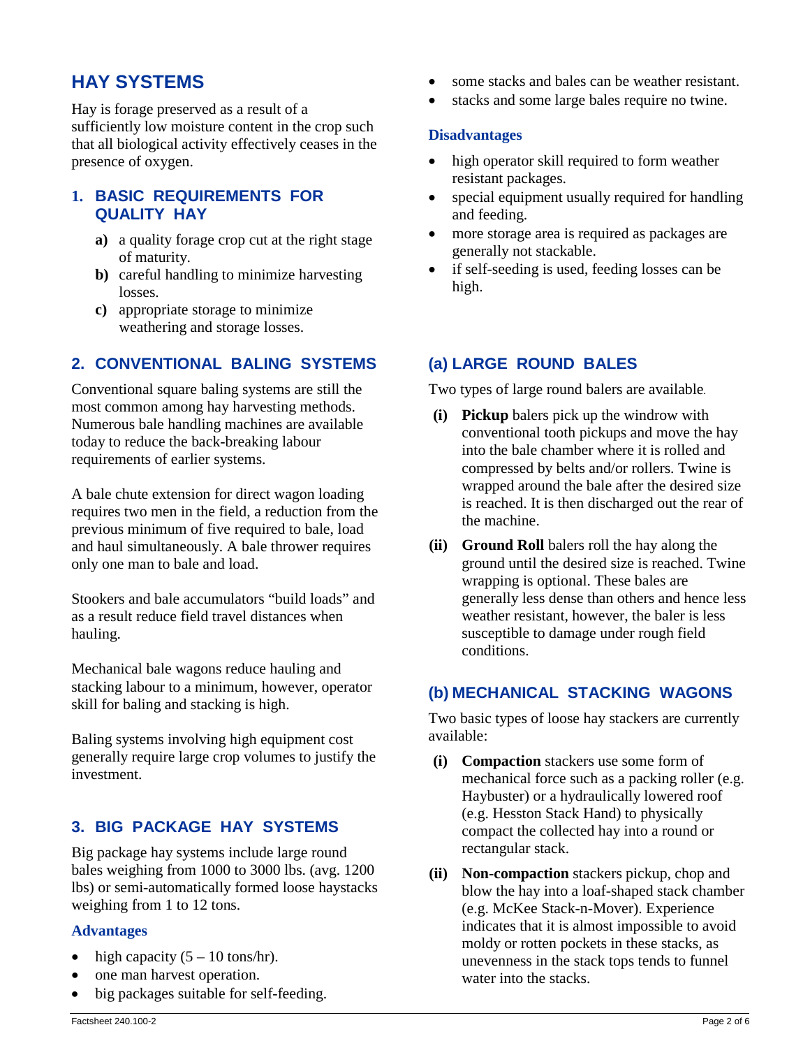## HAY SYSTEMS

Hay is forage preserved as a result of a sufficiently low moisture content in the crop such that all biological activity effectively ceases in the presence of oxygen.

### 1. BASIC REQUIREMENTS FOR QUALITY HAY

- **a)** a quality forage crop cut at the right stage of maturity.
- **b)** careful handling to minimize harvesting losses.
- **c)** appropriate storage to minimize weathering and storage losses.

### 2. CONVENTIONAL BALING SYSTEMS

Conventional square baling systems are still the most common among hay harvesting methods. Numerous bale handling machines are available today to reduce the back-breaking labour requirements of earlier systems.

A bale chute extension for direct wagon loading requires two men in the field, a reduction from the previous minimum of five required to bale, load and haul simultaneously. A bale thrower requires only one man to bale and load.

Stookers and bale accumulators "build loads" and as a result reduce field travel distances when hauling.

Mechanical bale wagons reduce hauling and stacking labour to a minimum, however, operator skill for baling and stacking is high.

Baling systems involving high equipment cost generally require large crop volumes to justify the investment.

### 3. BIG PACKAGE HAY SYSTEMS

Big package hay systems include large round bales weighing from 1000 to 3000 lbs. (avg. 1200 lbs) or semi-automatically formed loose haystacks weighing from 1 to 12 tons.

#### Advantages

- high capacity (5 – 10 tons/hr).
- one man harvest operation.
- big packages suitable for self-feeding.
- some stacks and bales can be weather resistant.
- stacks and some large bales require no twine.

#### Disadvantages

- high operator skill required to form weather resistant packages.
- special equipment usually required for handling and feeding.
- more storage area is required as packages are generally not stackable.
- if self-seeding is used, feeding losses can be high.

### (a) LARGE ROUND BALES

Two types of large round balers are available.

- **(i) Pickup** balers pick up the windrow with conventional tooth pickups and move the hay into the bale chamber where it is rolled and compressed by belts and/or rollers. Twine is wrapped around the bale after the desired size is reached. It is then discharged out the rear of the machine.
- **(ii) Ground Roll** balers roll the hay along the ground until the desired size is reached. Twine wrapping is optional. These bales are generally less dense than others and hence less weather resistant, however, the baler is less susceptible to damage under rough field conditions.

### (b) MECHANICAL STACKING WAGONS

Two basic types of loose hay stackers are currently available:

- **(i) Compaction** stackers use some form of mechanical force such as a packing roller (e.g. Haybuster) or a hydraulically lowered roof (e.g. Hesston Stack Hand) to physically compact the collected hay into a round or rectangular stack.
- **(ii) Non-compaction** stackers pickup, chop and blow the hay into a loaf-shaped stack chamber (e.g. McKee Stack-n-Mover). Experience indicates that it is almost impossible to avoid moldy or rotten pockets in these stacks, as unevenness in the stack tops tends to funnel water into the stacks.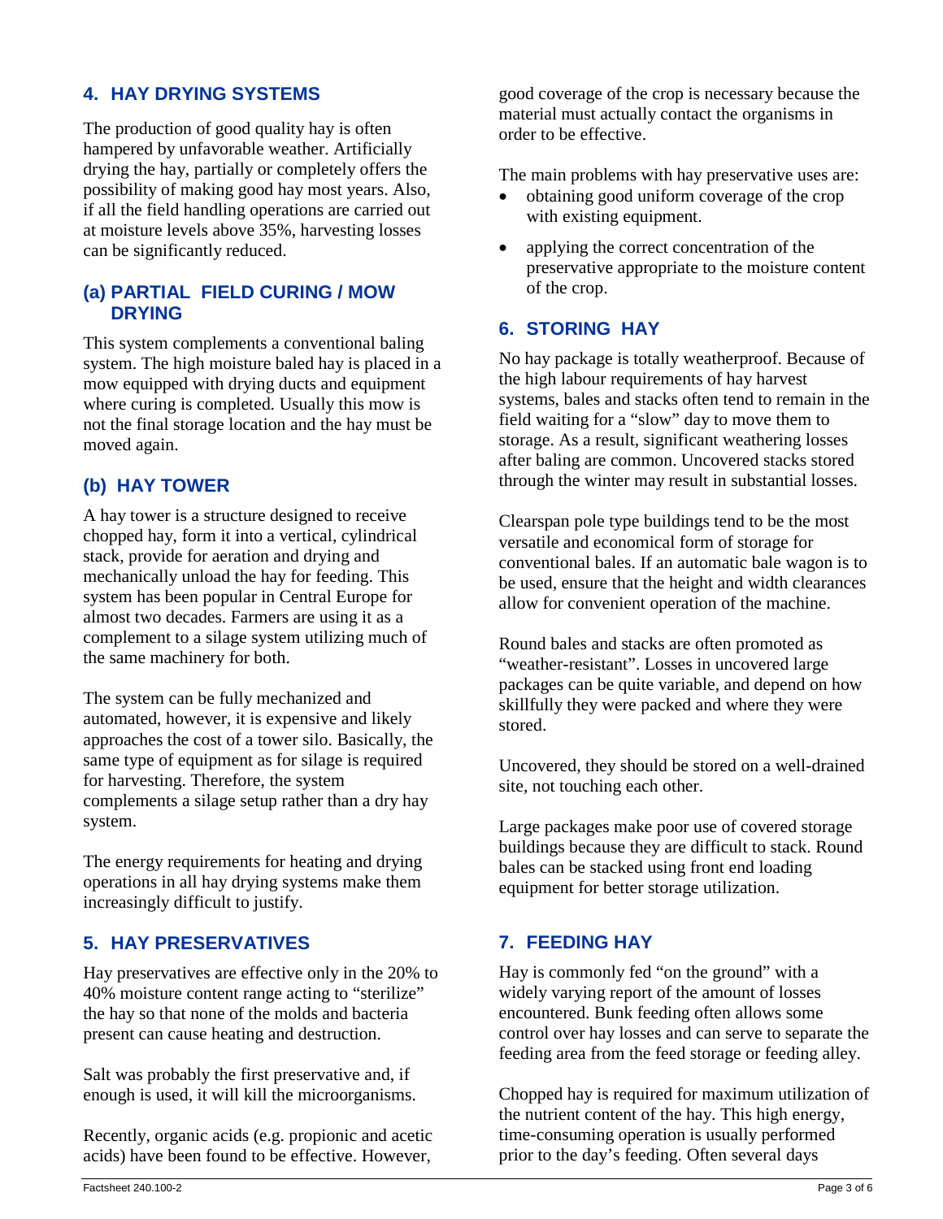## 4. HAY DRYING SYSTEMS

The production of good quality hay is often hampered by unfavorable weather. Artificially drying the hay, partially or completely offers the possibility of making good hay most years. Also, if all the field handling operations are carried out at moisture levels above 35%, harvesting losses can be significantly reduced.

### (a) PARTIAL FIELD CURING / MOW DRYING

This system complements a conventional baling system. The high moisture baled hay is placed in a mow equipped with drying ducts and equipment where curing is completed. Usually this mow is not the final storage location and the hay must be moved again.

### (b) HAY TOWER

A hay tower is a structure designed to receive chopped hay, form it into a vertical, cylindrical stack, provide for aeration and drying and mechanically unload the hay for feeding. This system has been popular in Central Europe for almost two decades. Farmers are using it as a complement to a silage system utilizing much of the same machinery for both.

The system can be fully mechanized and automated, however, it is expensive and likely approaches the cost of a tower silo. Basically, the same type of equipment as for silage is required for harvesting. Therefore, the system complements a silage setup rather than a dry hay system.

The energy requirements for heating and drying operations in all hay drying systems make them increasingly difficult to justify.

## 5. HAY PRESERVATIVES

Hay preservatives are effective only in the 20% to 40% moisture content range acting to "sterilize" the hay so that none of the molds and bacteria present can cause heating and destruction.

Salt was probably the first preservative and, if enough is used, it will kill the microorganisms.

Recently, organic acids (e.g. propionic and acetic acids) have been found to be effective. However, good coverage of the crop is necessary because the material must actually contact the organisms in order to be effective.

The main problems with hay preservative uses are:

- obtaining good uniform coverage of the crop with existing equipment.
- applying the correct concentration of the preservative appropriate to the moisture content of the crop.

## 6. STORING HAY

No hay package is totally weatherproof. Because of the high labour requirements of hay harvest systems, bales and stacks often tend to remain in the field waiting for a "slow" day to move them to storage. As a result, significant weathering losses after baling are common. Uncovered stacks stored through the winter may result in substantial losses.

Clearspan pole type buildings tend to be the most versatile and economical form of storage for conventional bales. If an automatic bale wagon is to be used, ensure that the height and width clearances allow for convenient operation of the machine.

Round bales and stacks are often promoted as "weather-resistant". Losses in uncovered large packages can be quite variable, and depend on how skillfully they were packed and where they were stored.

Uncovered, they should be stored on a well-drained site, not touching each other.

Large packages make poor use of covered storage buildings because they are difficult to stack. Round bales can be stacked using front end loading equipment for better storage utilization.

## 7. FEEDING HAY

Hay is commonly fed "on the ground" with a widely varying report of the amount of losses encountered. Bunk feeding often allows some control over hay losses and can serve to separate the feeding area from the feed storage or feeding alley.

Chopped hay is required for maximum utilization of the nutrient content of the hay. This high energy, time-consuming operation is usually performed prior to the day's feeding. Often several days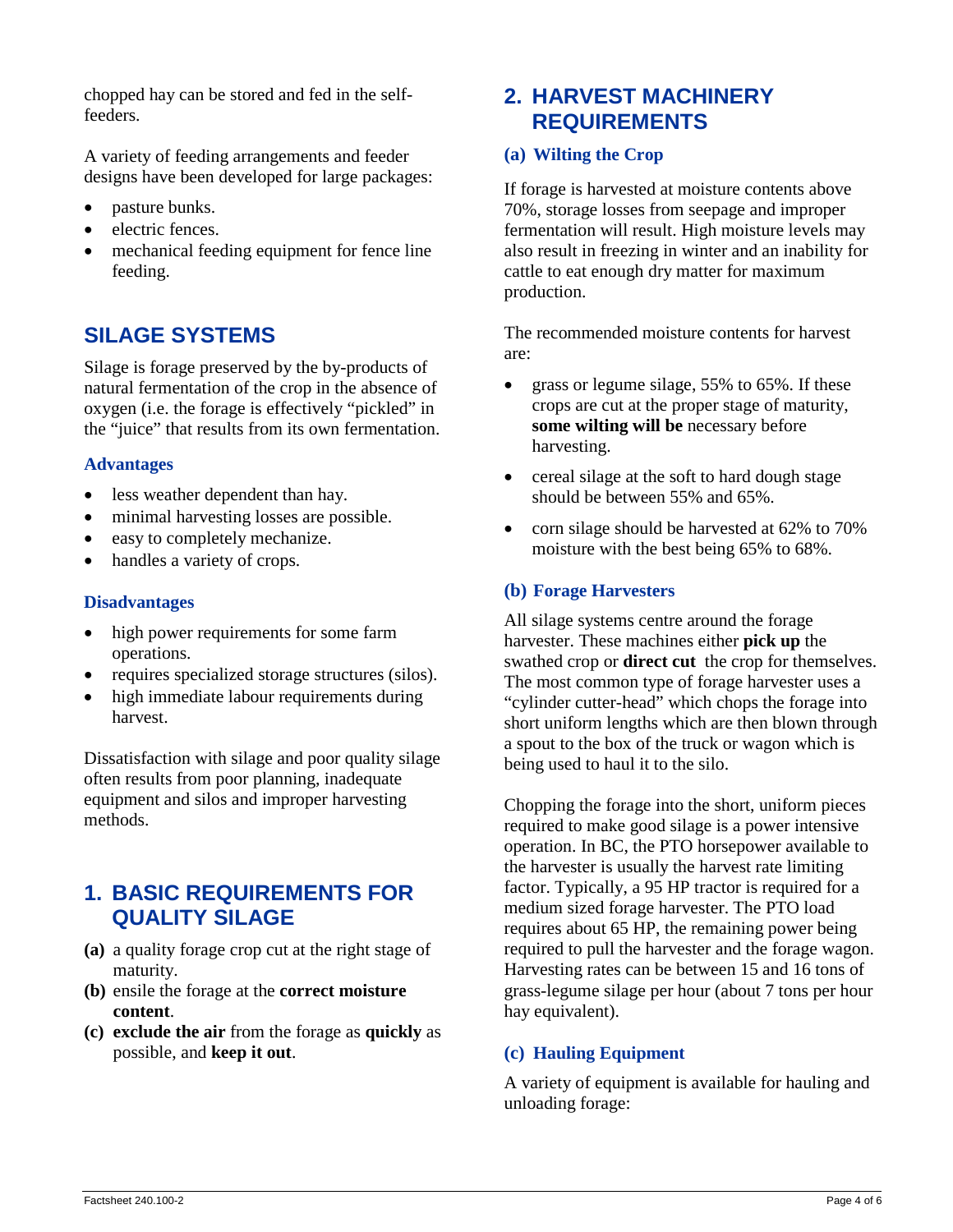chopped hay can be stored and fed in the self-feeders.

A variety of feeding arrangements and feeder designs have been developed for large packages:

- pasture bunks.
- electric fences.
- mechanical feeding equipment for fence line feeding.

## SILAGE SYSTEMS

Silage is forage preserved by the by-products of natural fermentation of the crop in the absence of oxygen (i.e. the forage is effectively "pickled" in the "juice" that results from its own fermentation.

### Advantages

- less weather dependent than hay.
- minimal harvesting losses are possible.
- easy to completely mechanize.
- handles a variety of crops.

### Disadvantages

- high power requirements for some farm operations.
- requires specialized storage structures (silos).
- high immediate labour requirements during harvest.

Dissatisfaction with silage and poor quality silage often results from poor planning, inadequate equipment and silos and improper harvesting methods.

## 1. BASIC REQUIREMENTS FOR QUALITY SILAGE

**(a)** a quality forage crop cut at the right stage of maturity.
**(b)** ensile the forage at the **correct moisture content**.
**(c)** **exclude the air** from the forage as **quickly** as possible, and **keep it out**.

## 2. HARVEST MACHINERY REQUIREMENTS

### (a) Wilting the Crop

If forage is harvested at moisture contents above 70%, storage losses from seepage and improper fermentation will result. High moisture levels may also result in freezing in winter and an inability for cattle to eat enough dry matter for maximum production.

The recommended moisture contents for harvest are:

- grass or legume silage, 55% to 65%. If these crops are cut at the proper stage of maturity, **some wilting will be** necessary before harvesting.
- cereal silage at the soft to hard dough stage should be between 55% and 65%.
- corn silage should be harvested at 62% to 70% moisture with the best being 65% to 68%.

### (b) Forage Harvesters

All silage systems centre around the forage harvester. These machines either **pick up** the swathed crop or **direct cut** the crop for themselves. The most common type of forage harvester uses a "cylinder cutter-head" which chops the forage into short uniform lengths which are then blown through a spout to the box of the truck or wagon which is being used to haul it to the silo.

Chopping the forage into the short, uniform pieces required to make good silage is a power intensive operation. In BC, the PTO horsepower available to the harvester is usually the harvest rate limiting factor. Typically, a 95 HP tractor is required for a medium sized forage harvester. The PTO load requires about 65 HP, the remaining power being required to pull the harvester and the forage wagon. Harvesting rates can be between 15 and 16 tons of grass-legume silage per hour (about 7 tons per hour hay equivalent).

### (c) Hauling Equipment

A variety of equipment is available for hauling and unloading forage: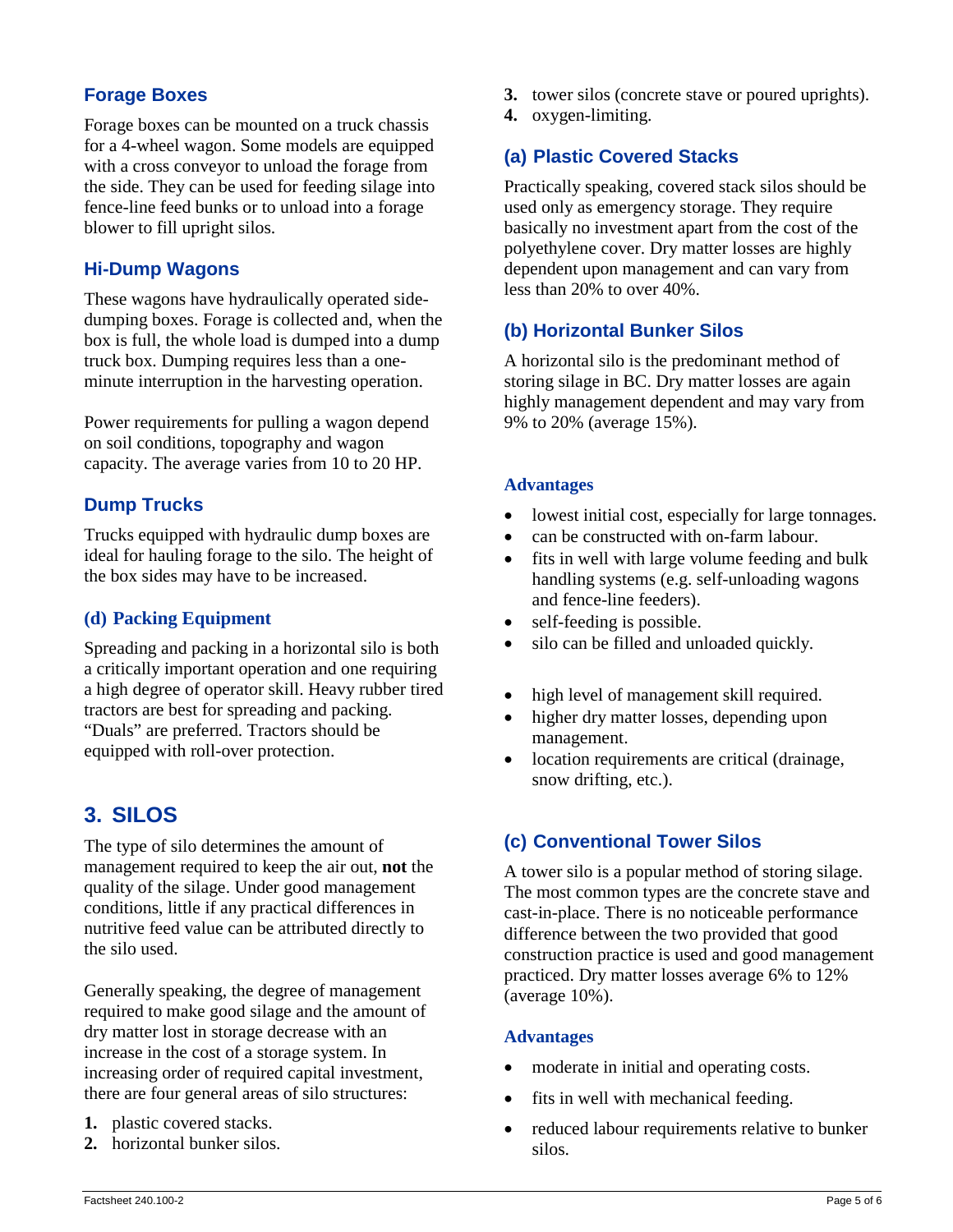### Forage Boxes

Forage boxes can be mounted on a truck chassis for a 4-wheel wagon. Some models are equipped with a cross conveyor to unload the forage from the side. They can be used for feeding silage into fence-line feed bunks or to unload into a forage blower to fill upright silos.

### Hi-Dump Wagons

These wagons have hydraulically operated side-dumping boxes. Forage is collected and, when the box is full, the whole load is dumped into a dump truck box. Dumping requires less than a one-minute interruption in the harvesting operation.

Power requirements for pulling a wagon depend on soil conditions, topography and wagon capacity. The average varies from 10 to 20 HP.

### Dump Trucks

Trucks equipped with hydraulic dump boxes are ideal for hauling forage to the silo. The height of the box sides may have to be increased.

### (d) Packing Equipment

Spreading and packing in a horizontal silo is both a critically important operation and one requiring a high degree of operator skill. Heavy rubber tired tractors are best for spreading and packing. "Duals" are preferred. Tractors should be equipped with roll-over protection.

## 3. SILOS

The type of silo determines the amount of management required to keep the air out, **not** the quality of the silage. Under good management conditions, little if any practical differences in nutritive feed value can be attributed directly to the silo used.

Generally speaking, the degree of management required to make good silage and the amount of dry matter lost in storage decrease with an increase in the cost of a storage system. In increasing order of required capital investment, there are four general areas of silo structures:

1. plastic covered stacks.
2. horizontal bunker silos.
3. tower silos (concrete stave or poured uprights).
4. oxygen-limiting.

### (a) Plastic Covered Stacks

Practically speaking, covered stack silos should be used only as emergency storage. They require basically no investment apart from the cost of the polyethylene cover. Dry matter losses are highly dependent upon management and can vary from less than 20% to over 40%.

### (b) Horizontal Bunker Silos

A horizontal silo is the predominant method of storing silage in BC. Dry matter losses are again highly management dependent and may vary from 9% to 20% (average 15%).

#### Advantages

- lowest initial cost, especially for large tonnages.
- can be constructed with on-farm labour.
- fits in well with large volume feeding and bulk handling systems (e.g. self-unloading wagons and fence-line feeders).
- self-feeding is possible.
- silo can be filled and unloaded quickly.

- high level of management skill required.
- higher dry matter losses, depending upon management.
- location requirements are critical (drainage, snow drifting, etc.).

### (c) Conventional Tower Silos

A tower silo is a popular method of storing silage. The most common types are the concrete stave and cast-in-place. There is no noticeable performance difference between the two provided that good construction practice is used and good management practiced. Dry matter losses average 6% to 12% (average 10%).

#### Advantages

- moderate in initial and operating costs.
- fits in well with mechanical feeding.
- reduced labour requirements relative to bunker silos.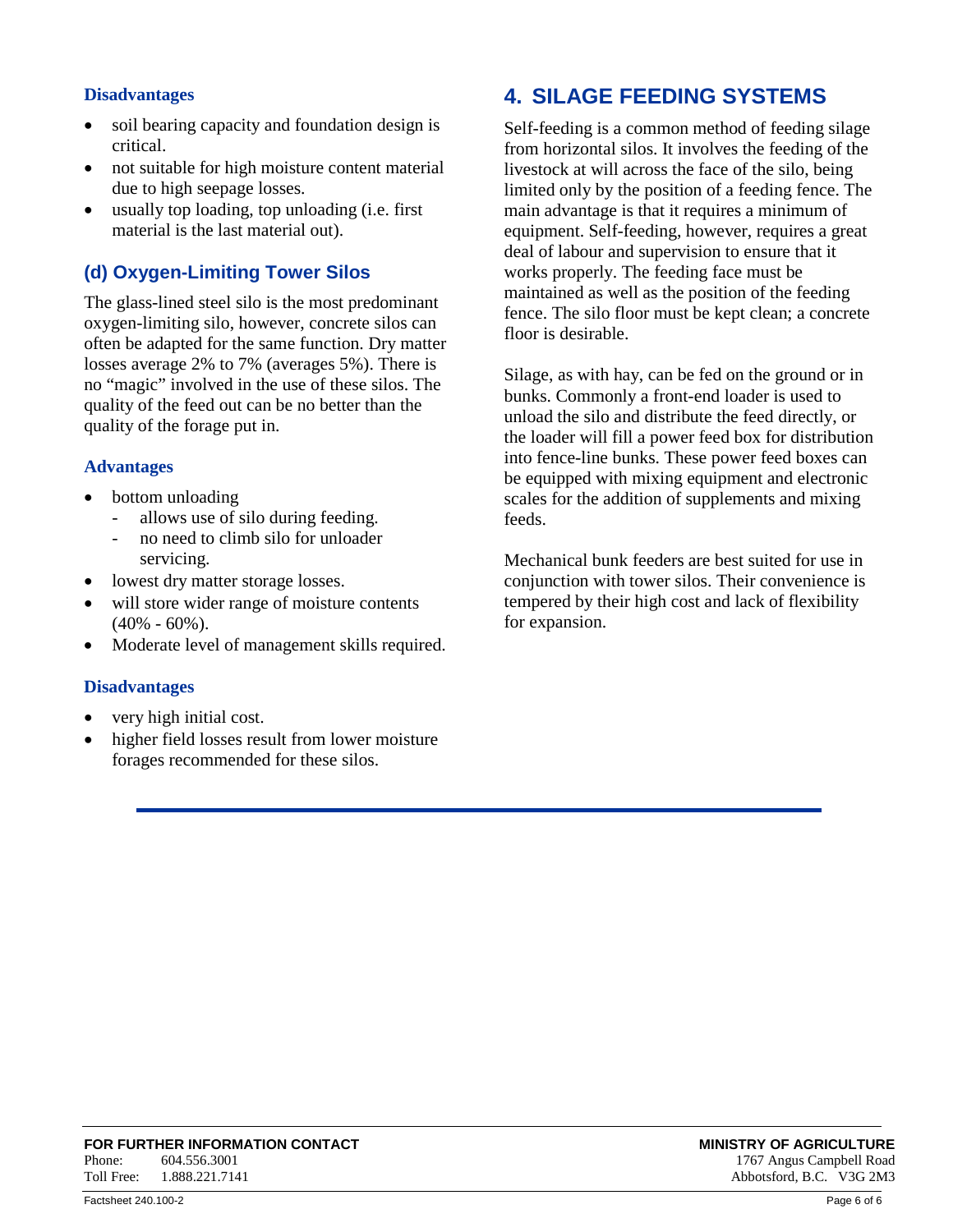### Disadvantages

- soil bearing capacity and foundation design is critical.
- not suitable for high moisture content material due to high seepage losses.
- usually top loading, top unloading (i.e. first material is the last material out).

## (d) Oxygen-Limiting Tower Silos

The glass-lined steel silo is the most predominant oxygen-limiting silo, however, concrete silos can often be adapted for the same function. Dry matter losses average 2% to 7% (averages 5%). There is no "magic" involved in the use of these silos. The quality of the feed out can be no better than the quality of the forage put in.

### Advantages

- bottom unloading
  - allows use of silo during feeding.
  - no need to climb silo for unloader servicing.
- lowest dry matter storage losses.
- will store wider range of moisture contents (40% - 60%).
- Moderate level of management skills required.

### Disadvantages

- very high initial cost.
- higher field losses result from lower moisture forages recommended for these silos.

# 4. SILAGE FEEDING SYSTEMS

Self-feeding is a common method of feeding silage from horizontal silos. It involves the feeding of the livestock at will across the face of the silo, being limited only by the position of a feeding fence. The main advantage is that it requires a minimum of equipment. Self-feeding, however, requires a great deal of labour and supervision to ensure that it works properly. The feeding face must be maintained as well as the position of the feeding fence. The silo floor must be kept clean; a concrete floor is desirable.

Silage, as with hay, can be fed on the ground or in bunks. Commonly a front-end loader is used to unload the silo and distribute the feed directly, or the loader will fill a power feed box for distribution into fence-line bunks. These power feed boxes can be equipped with mixing equipment and electronic scales for the addition of supplements and mixing feeds.

Mechanical bunk feeders are best suited for use in conjunction with tower silos. Their convenience is tempered by their high cost and lack of flexibility for expansion.

**FOR FURTHER INFORMATION CONTACT**
Phone: 604.556.3001
Toll Free: 1.888.221.7141

**MINISTRY OF AGRICULTURE**
1767 Angus Campbell Road
Abbotsford, B.C. V3G 2M3